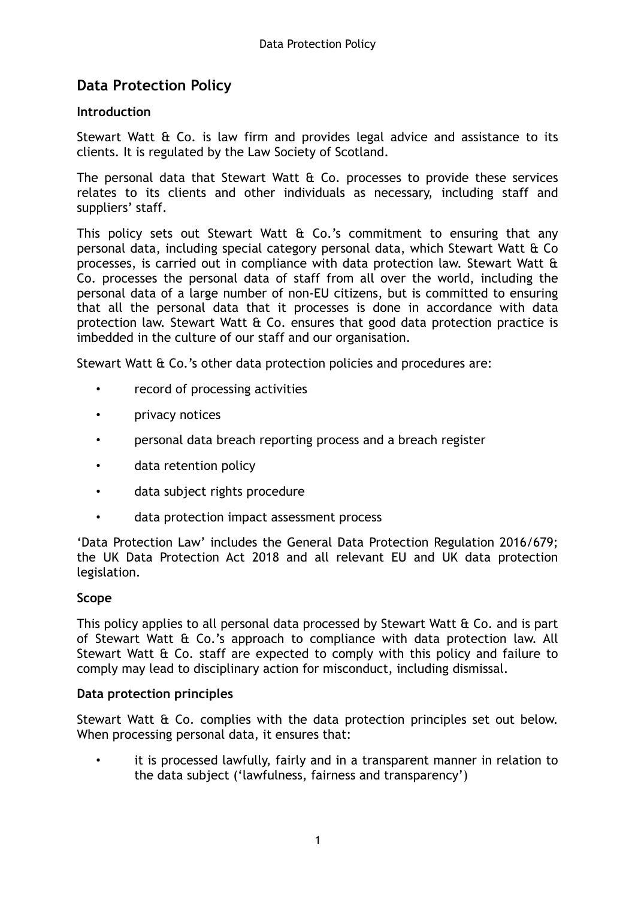# Data Protection Policy

### Introduction

Stewart Watt & Co. is law firm and provides legal advice and assistance to its clients. It is regulated by the Law Society of Scotland.

The personal data that Stewart Watt & Co. processes to provide these services relates to its clients and other individuals as necessary, including staff and suppliers' staff.

This policy sets out Stewart Watt & Co.'s commitment to ensuring that any personal data, including special category personal data, which Stewart Watt & Co processes, is carried out in compliance with data protection law. Stewart Watt & Co. processes the personal data of staff from all over the world, including the personal data of a large number of non-EU citizens, but is committed to ensuring that all the personal data that it processes is done in accordance with data protection law. Stewart Watt & Co. ensures that good data protection practice is imbedded in the culture of our staff and our organisation.

Stewart Watt & Co.'s other data protection policies and procedures are:

- record of processing activities
- privacy notices
- personal data breach reporting process and a breach register
- data retention policy
- data subject rights procedure
- data protection impact assessment process

'Data Protection Law' includes the General Data Protection Regulation 2016/679; the UK Data Protection Act 2018 and all relevant EU and UK data protection legislation.

### Scope

This policy applies to all personal data processed by Stewart Watt & Co. and is part of Stewart Watt & Co.'s approach to compliance with data protection law. All Stewart Watt & Co. staff are expected to comply with this policy and failure to comply may lead to disciplinary action for misconduct, including dismissal.

### Data protection principles

Stewart Watt & Co. complies with the data protection principles set out below. When processing personal data, it ensures that:

- it is processed lawfully, fairly and in a transparent manner in relation to the data subject ('lawfulness, fairness and transparency')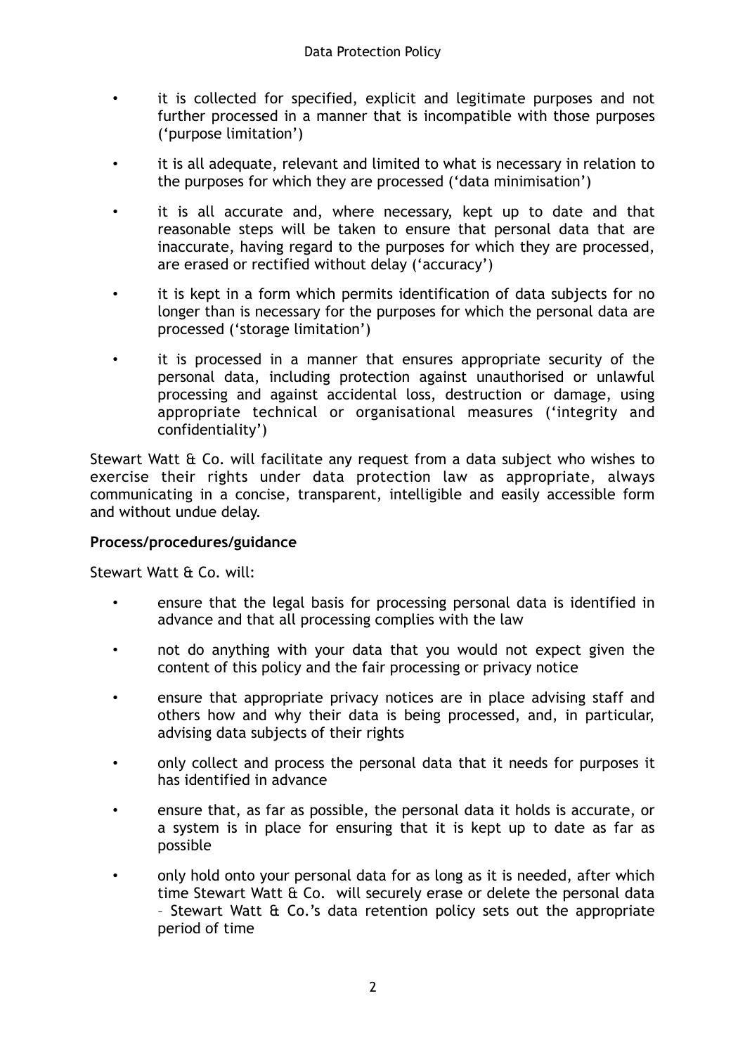- it is collected for specified, explicit and legitimate purposes and not further processed in a manner that is incompatible with those purposes ('purpose limitation')
- it is all adequate, relevant and limited to what is necessary in relation to the purposes for which they are processed ('data minimisation')
- it is all accurate and, where necessary, kept up to date and that reasonable steps will be taken to ensure that personal data that are inaccurate, having regard to the purposes for which they are processed, are erased or rectified without delay ('accuracy')
- it is kept in a form which permits identification of data subjects for no longer than is necessary for the purposes for which the personal data are processed ('storage limitation')
- it is processed in a manner that ensures appropriate security of the personal data, including protection against unauthorised or unlawful processing and against accidental loss, destruction or damage, using appropriate technical or organisational measures ('integrity and confidentiality')

Stewart Watt & Co. will facilitate any request from a data subject who wishes to exercise their rights under data protection law as appropriate, always communicating in a concise, transparent, intelligible and easily accessible form and without undue delay.

**Process/procedures/guidance**

Stewart Watt & Co. will:

- ensure that the legal basis for processing personal data is identified in advance and that all processing complies with the law
- not do anything with your data that you would not expect given the content of this policy and the fair processing or privacy notice
- ensure that appropriate privacy notices are in place advising staff and others how and why their data is being processed, and, in particular, advising data subjects of their rights
- only collect and process the personal data that it needs for purposes it has identified in advance
- ensure that, as far as possible, the personal data it holds is accurate, or a system is in place for ensuring that it is kept up to date as far as possible
- only hold onto your personal data for as long as it is needed, after which time Stewart Watt & Co. will securely erase or delete the personal data – Stewart Watt & Co.'s data retention policy sets out the appropriate period of time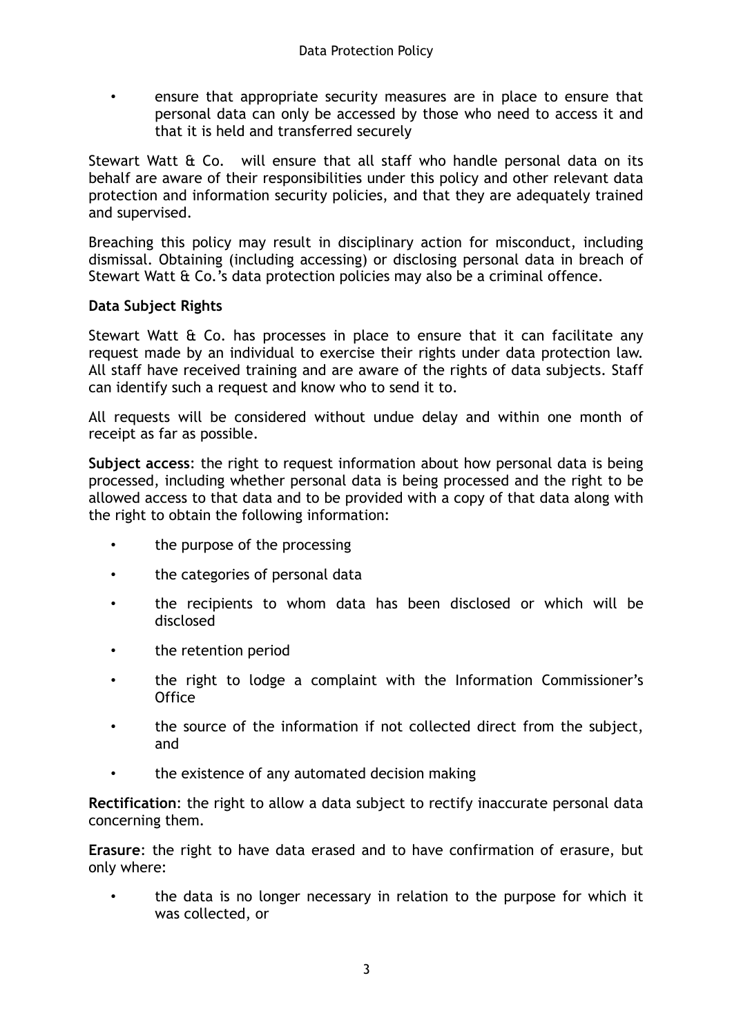- ensure that appropriate security measures are in place to ensure that personal data can only be accessed by those who need to access it and that it is held and transferred securely

Stewart Watt & Co. will ensure that all staff who handle personal data on its behalf are aware of their responsibilities under this policy and other relevant data protection and information security policies, and that they are adequately trained and supervised.

Breaching this policy may result in disciplinary action for misconduct, including dismissal. Obtaining (including accessing) or disclosing personal data in breach of Stewart Watt & Co.'s data protection policies may also be a criminal offence.

**Data Subject Rights**

Stewart Watt & Co. has processes in place to ensure that it can facilitate any request made by an individual to exercise their rights under data protection law. All staff have received training and are aware of the rights of data subjects. Staff can identify such a request and know who to send it to.

All requests will be considered without undue delay and within one month of receipt as far as possible.

**Subject access**: the right to request information about how personal data is being processed, including whether personal data is being processed and the right to be allowed access to that data and to be provided with a copy of that data along with the right to obtain the following information:

- the purpose of the processing
- the categories of personal data
- the recipients to whom data has been disclosed or which will be disclosed
- the retention period
- the right to lodge a complaint with the Information Commissioner's Office
- the source of the information if not collected direct from the subject, and
- the existence of any automated decision making

**Rectification**: the right to allow a data subject to rectify inaccurate personal data concerning them.

**Erasure**: the right to have data erased and to have confirmation of erasure, but only where:

- the data is no longer necessary in relation to the purpose for which it was collected, or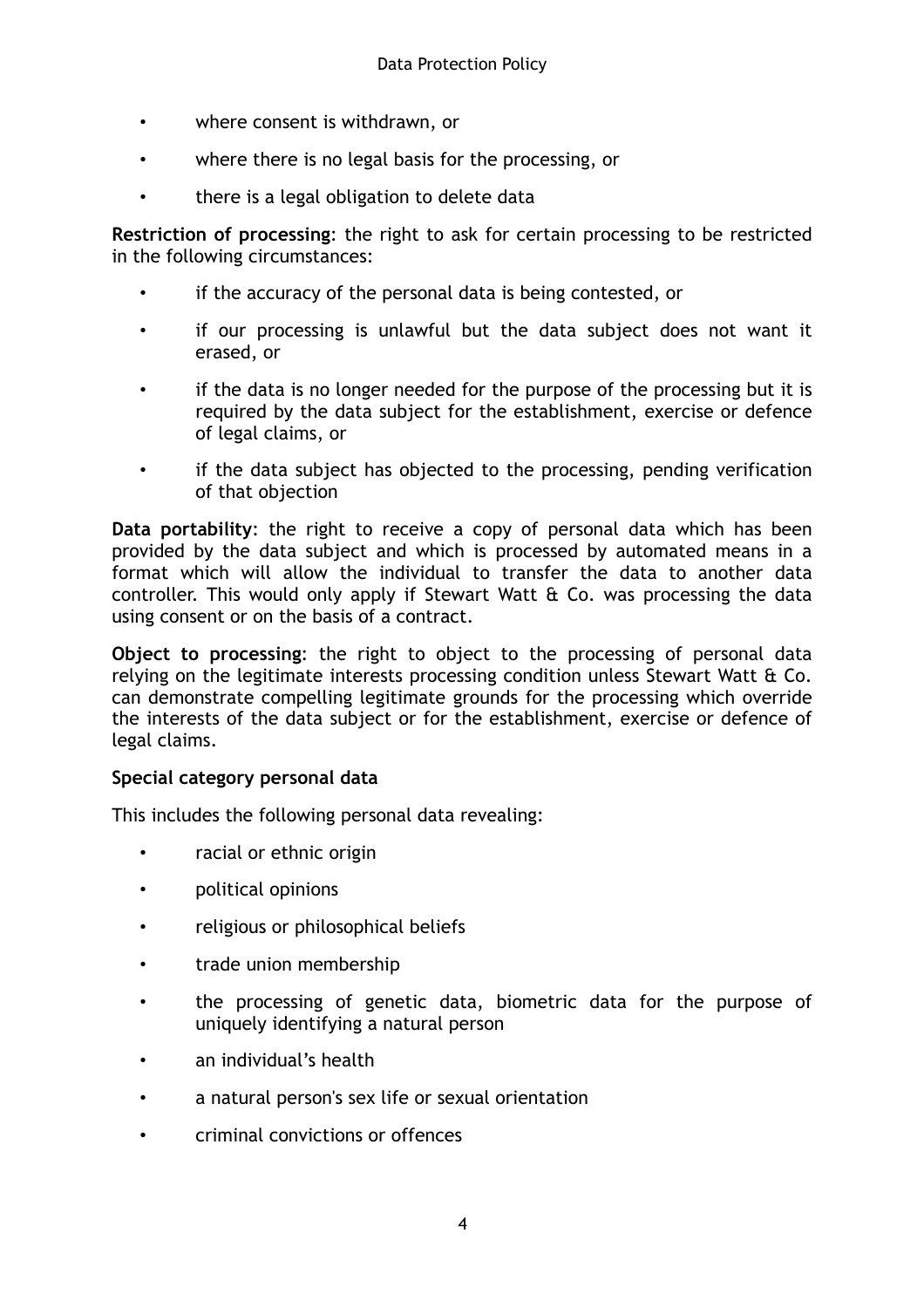- where consent is withdrawn, or
- where there is no legal basis for the processing, or
- there is a legal obligation to delete data

**Restriction of processing**: the right to ask for certain processing to be restricted in the following circumstances:

- if the accuracy of the personal data is being contested, or
- if our processing is unlawful but the data subject does not want it erased, or
- if the data is no longer needed for the purpose of the processing but it is required by the data subject for the establishment, exercise or defence of legal claims, or
- if the data subject has objected to the processing, pending verification of that objection

**Data portability**: the right to receive a copy of personal data which has been provided by the data subject and which is processed by automated means in a format which will allow the individual to transfer the data to another data controller. This would only apply if Stewart Watt & Co. was processing the data using consent or on the basis of a contract.

**Object to processing**: the right to object to the processing of personal data relying on the legitimate interests processing condition unless Stewart Watt & Co. can demonstrate compelling legitimate grounds for the processing which override the interests of the data subject or for the establishment, exercise or defence of legal claims.

**Special category personal data**

This includes the following personal data revealing:

- racial or ethnic origin
- political opinions
- religious or philosophical beliefs
- trade union membership
- the processing of genetic data, biometric data for the purpose of uniquely identifying a natural person
- an individual's health
- a natural person's sex life or sexual orientation
- criminal convictions or offences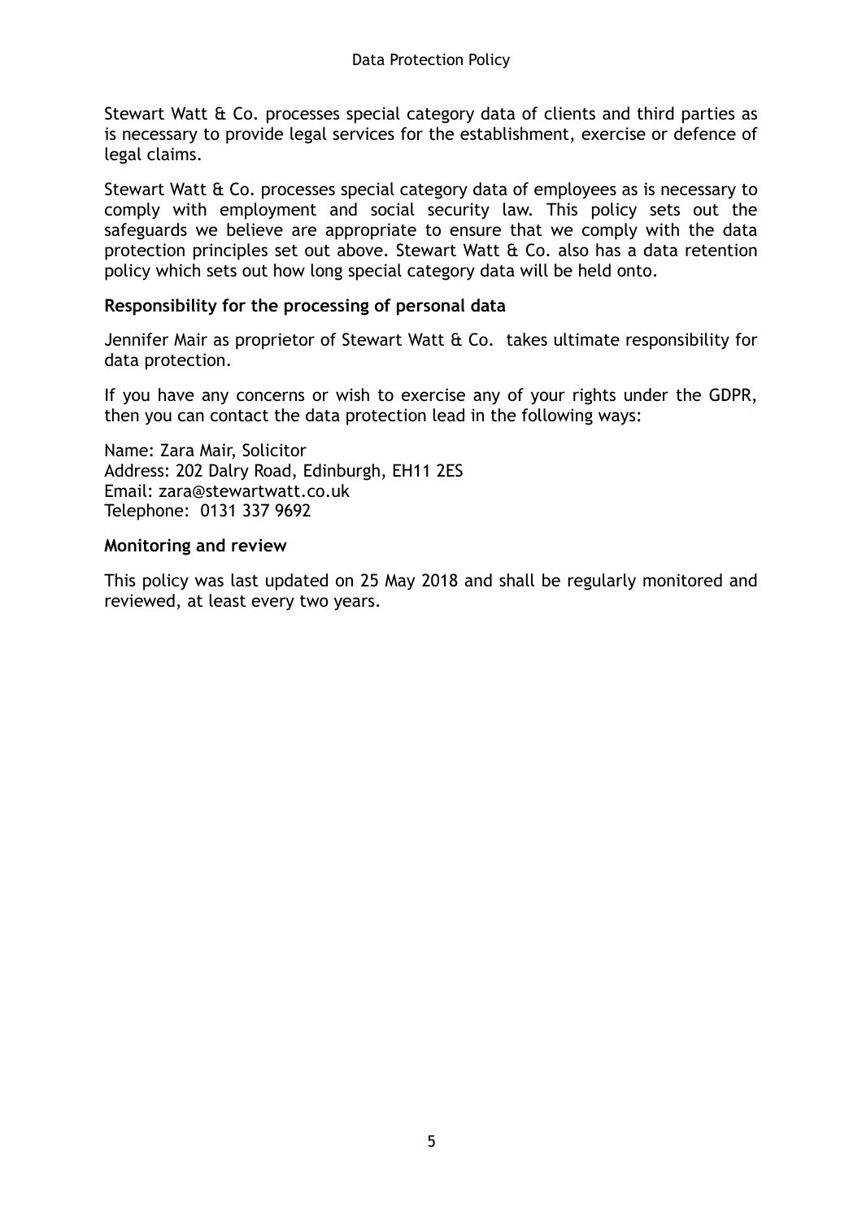Stewart Watt & Co. processes special category data of clients and third parties as is necessary to provide legal services for the establishment, exercise or defence of legal claims.

Stewart Watt & Co. processes special category data of employees as is necessary to comply with employment and social security law. This policy sets out the safeguards we believe are appropriate to ensure that we comply with the data protection principles set out above. Stewart Watt & Co. also has a data retention policy which sets out how long special category data will be held onto.

**Responsibility for the processing of personal data**

Jennifer Mair as proprietor of Stewart Watt & Co. takes ultimate responsibility for data protection.

If you have any concerns or wish to exercise any of your rights under the GDPR, then you can contact the data protection lead in the following ways:

Name: Zara Mair, Solicitor
Address: 202 Dalry Road, Edinburgh, EH11 2ES
Email: zara@stewartwatt.co.uk
Telephone: 0131 337 9692

**Monitoring and review**

This policy was last updated on 25 May 2018 and shall be regularly monitored and reviewed, at least every two years.